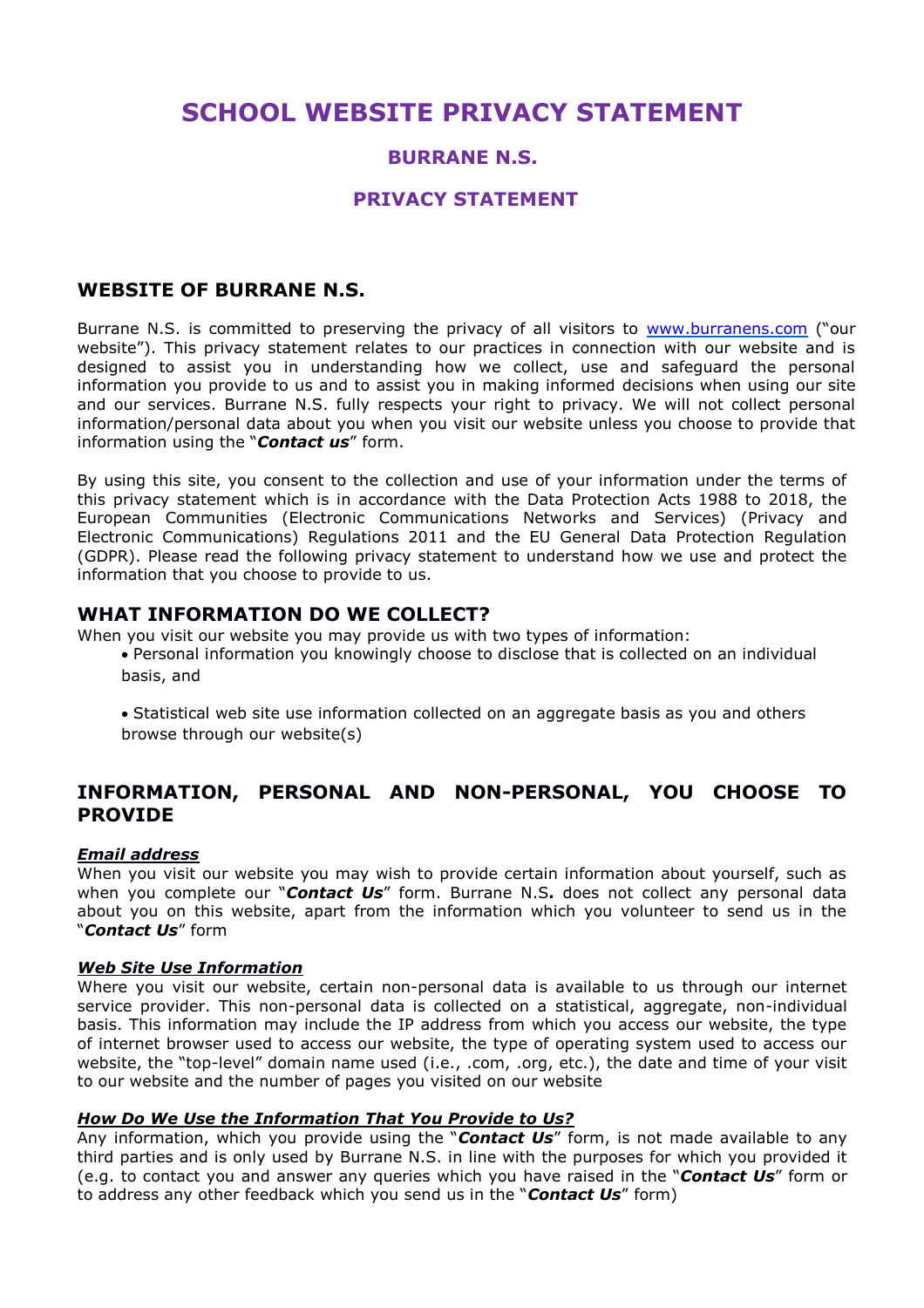# SCHOOL WEBSITE PRIVACY STATEMENT

## BURRANE N.S.

## PRIVACY STATEMENT

## WEBSITE OF BURRANE N.S.

Burrane N.S. is committed to preserving the privacy of all visitors to [www.burranens.com](http://www.burranens.com) ("our website"). This privacy statement relates to our practices in connection with our website and is designed to assist you in understanding how we collect, use and safeguard the personal information you provide to us and to assist you in making informed decisions when using our site and our services. Burrane N.S. fully respects your right to privacy. We will not collect personal information/personal data about you when you visit our website unless you choose to provide that information using the "***Contact us***" form.

By using this site, you consent to the collection and use of your information under the terms of this privacy statement which is in accordance with the Data Protection Acts 1988 to 2018, the European Communities (Electronic Communications Networks and Services) (Privacy and Electronic Communications) Regulations 2011 and the EU General Data Protection Regulation (GDPR). Please read the following privacy statement to understand how we use and protect the information that you choose to provide to us.

## WHAT INFORMATION DO WE COLLECT?

When you visit our website you may provide us with two types of information:

- Personal information you knowingly choose to disclose that is collected on an individual basis, and
- Statistical web site use information collected on an aggregate basis as you and others browse through our website(s)

## INFORMATION, PERSONAL AND NON-PERSONAL, YOU CHOOSE TO PROVIDE

***Email address***

When you visit our website you may wish to provide certain information about yourself, such as when you complete our "***Contact Us***" form. Burrane N.S**.** does not collect any personal data about you on this website, apart from the information which you volunteer to send us in the "***Contact Us***" form

***Web Site Use Information***

Where you visit our website, certain non-personal data is available to us through our internet service provider. This non-personal data is collected on a statistical, aggregate, non-individual basis. This information may include the IP address from which you access our website, the type of internet browser used to access our website, the type of operating system used to access our website, the "top-level" domain name used (i.e., .com, .org, etc.), the date and time of your visit to our website and the number of pages you visited on our website

***How Do We Use the Information That You Provide to Us?***

Any information, which you provide using the "***Contact Us***" form, is not made available to any third parties and is only used by Burrane N.S. in line with the purposes for which you provided it (e.g. to contact you and answer any queries which you have raised in the "***Contact Us***" form or to address any other feedback which you send us in the "***Contact Us***" form)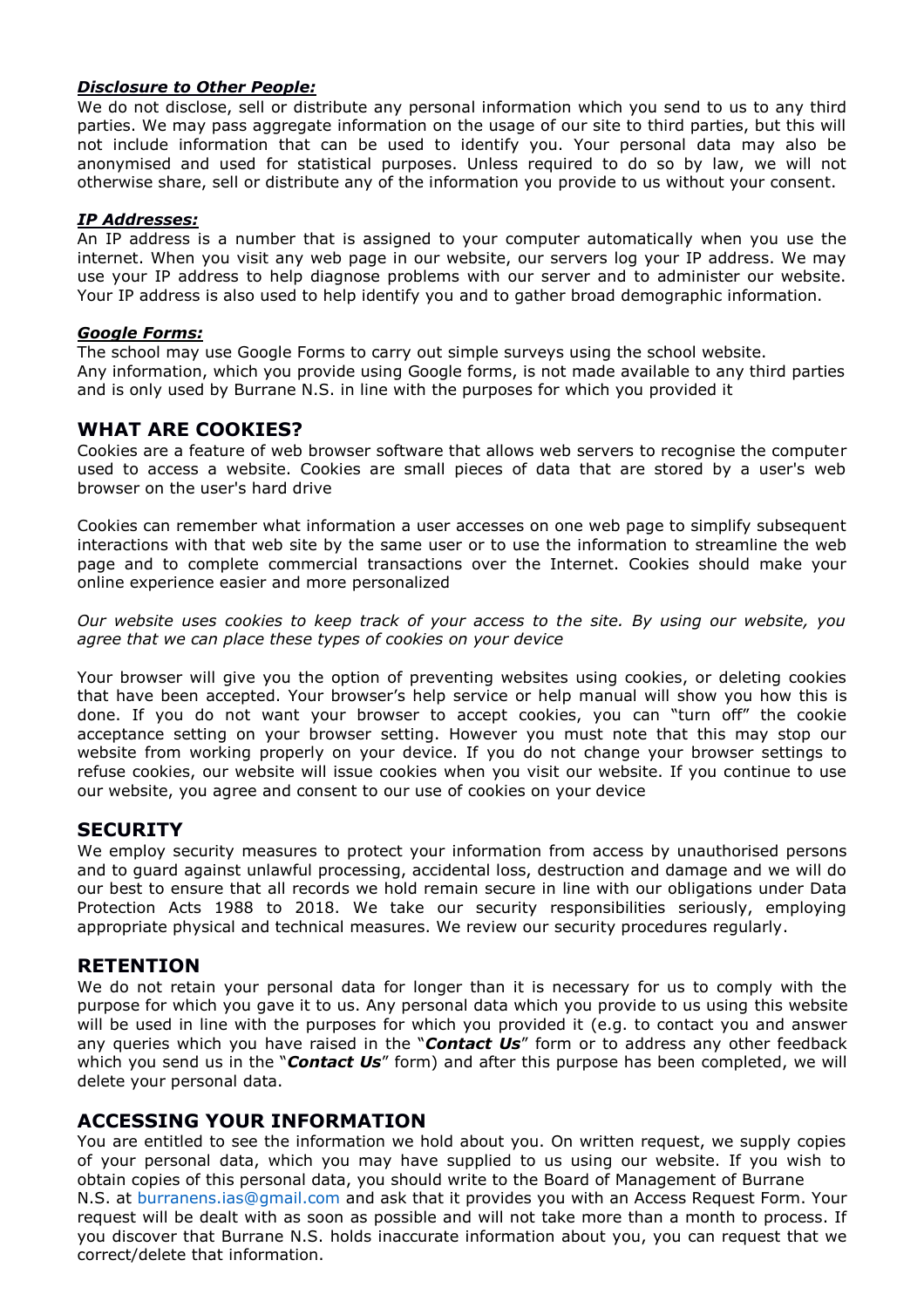***Disclosure to Other People:***

We do not disclose, sell or distribute any personal information which you send to us to any third parties. We may pass aggregate information on the usage of our site to third parties, but this will not include information that can be used to identify you. Your personal data may also be anonymised and used for statistical purposes. Unless required to do so by law, we will not otherwise share, sell or distribute any of the information you provide to us without your consent.

***IP Addresses:***

An IP address is a number that is assigned to your computer automatically when you use the internet. When you visit any web page in our website, our servers log your IP address. We may use your IP address to help diagnose problems with our server and to administer our website. Your IP address is also used to help identify you and to gather broad demographic information.

***Google Forms:***

The school may use Google Forms to carry out simple surveys using the school website.
Any information, which you provide using Google forms, is not made available to any third parties and is only used by Burrane N.S. in line with the purposes for which you provided it

## WHAT ARE COOKIES?

Cookies are a feature of web browser software that allows web servers to recognise the computer used to access a website. Cookies are small pieces of data that are stored by a user's web browser on the user's hard drive

Cookies can remember what information a user accesses on one web page to simplify subsequent interactions with that web site by the same user or to use the information to streamline the web page and to complete commercial transactions over the Internet. Cookies should make your online experience easier and more personalized

*Our website uses cookies to keep track of your access to the site. By using our website, you agree that we can place these types of cookies on your device*

Your browser will give you the option of preventing websites using cookies, or deleting cookies that have been accepted. Your browser's help service or help manual will show you how this is done. If you do not want your browser to accept cookies, you can "turn off" the cookie acceptance setting on your browser setting. However you must note that this may stop our website from working properly on your device. If you do not change your browser settings to refuse cookies, our website will issue cookies when you visit our website. If you continue to use our website, you agree and consent to our use of cookies on your device

## SECURITY

We employ security measures to protect your information from access by unauthorised persons and to guard against unlawful processing, accidental loss, destruction and damage and we will do our best to ensure that all records we hold remain secure in line with our obligations under Data Protection Acts 1988 to 2018. We take our security responsibilities seriously, employing appropriate physical and technical measures. We review our security procedures regularly.

## RETENTION

We do not retain your personal data for longer than it is necessary for us to comply with the purpose for which you gave it to us. Any personal data which you provide to us using this website will be used in line with the purposes for which you provided it (e.g. to contact you and answer any queries which you have raised in the "***Contact Us***" form or to address any other feedback which you send us in the "***Contact Us***" form) and after this purpose has been completed, we will delete your personal data.

## ACCESSING YOUR INFORMATION

You are entitled to see the information we hold about you. On written request, we supply copies of your personal data, which you may have supplied to us using our website. If you wish to obtain copies of this personal data, you should write to the Board of Management of Burrane N.S. at burranens.ias@gmail.com and ask that it provides you with an Access Request Form. Your request will be dealt with as soon as possible and will not take more than a month to process. If you discover that Burrane N.S. holds inaccurate information about you, you can request that we correct/delete that information.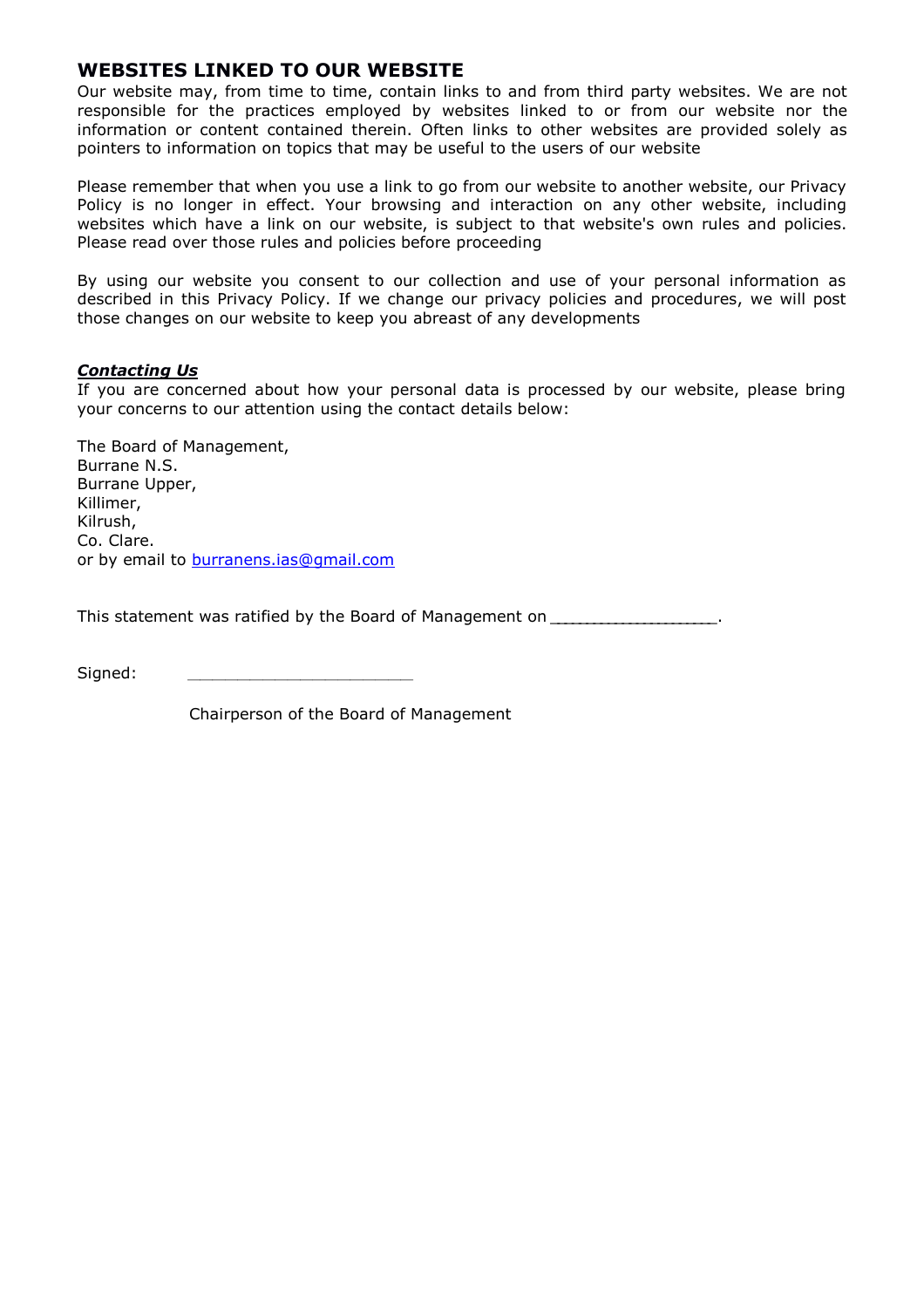## WEBSITES LINKED TO OUR WEBSITE

Our website may, from time to time, contain links to and from third party websites. We are not responsible for the practices employed by websites linked to or from our website nor the information or content contained therein. Often links to other websites are provided solely as pointers to information on topics that may be useful to the users of our website

Please remember that when you use a link to go from our website to another website, our Privacy Policy is no longer in effect. Your browsing and interaction on any other website, including websites which have a link on our website, is subject to that website's own rules and policies. Please read over those rules and policies before proceeding

By using our website you consent to our collection and use of your personal information as described in this Privacy Policy. If we change our privacy policies and procedures, we will post those changes on our website to keep you abreast of any developments

***Contacting Us***

If you are concerned about how your personal data is processed by our website, please bring your concerns to our attention using the contact details below:

The Board of Management,
Burrane N.S.
Burrane Upper,
Killimer,
Kilrush,
Co. Clare.
or by email to burranens.ias@gmail.com

This statement was ratified by the Board of Management on __________________.

Signed: ________________________

Chairperson of the Board of Management